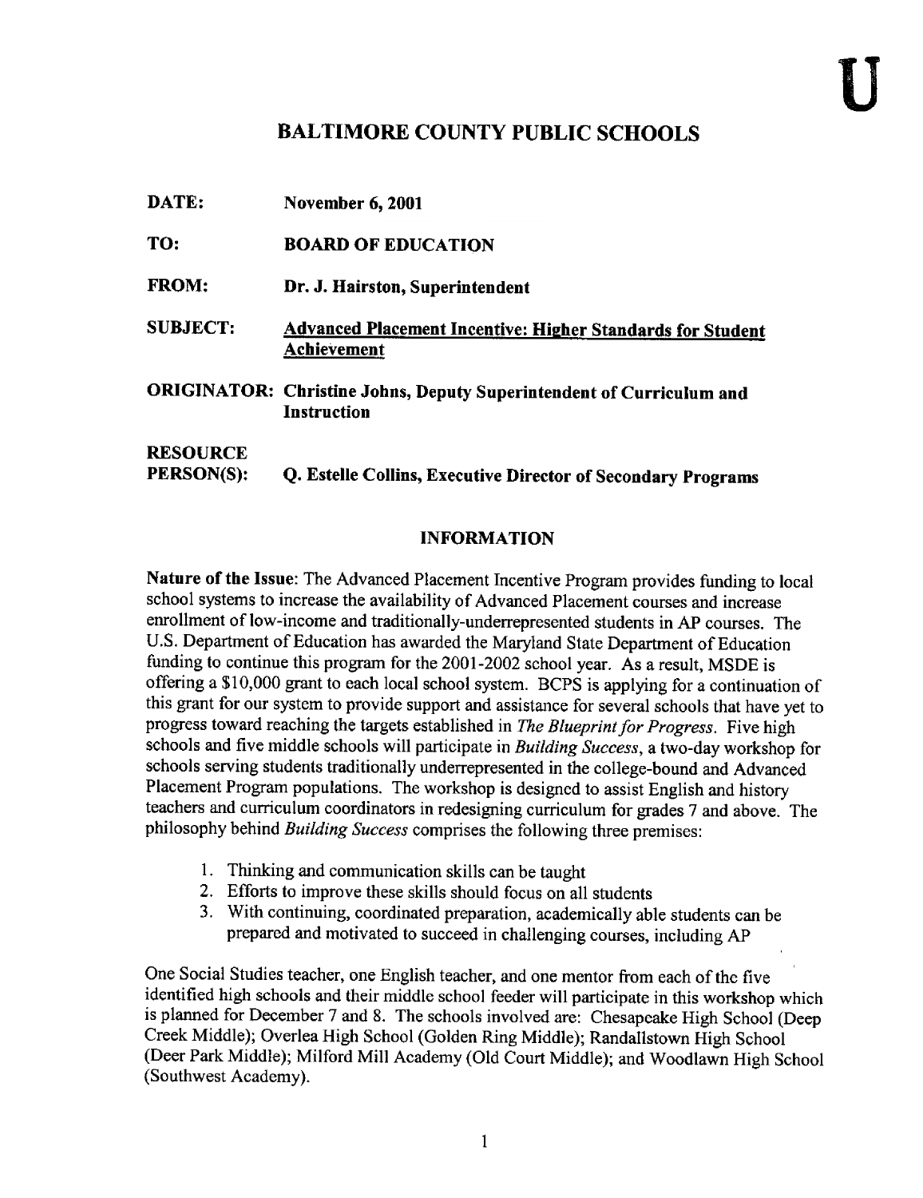U

# BALTIMORE COUNTY PUBLIC SCHOOLS

**DATE:** **November 6, 2001**

**TO:** **BOARD OF EDUCATION**

**FROM:** **Dr. J. Hairston, Superintendent**

**SUBJECT:** **Advanced Placement Incentive: Higher Standards for Student Achievement**

**ORIGINATOR:** **Christine Johns, Deputy Superintendent of Curriculum and Instruction**

**RESOURCE PERSON(S):** **Q. Estelle Collins, Executive Director of Secondary Programs**

## INFORMATION

**Nature of the Issue**: The Advanced Placement Incentive Program provides funding to local school systems to increase the availability of Advanced Placement courses and increase enrollment of low-income and traditionally-underrepresented students in AP courses. The U.S. Department of Education has awarded the Maryland State Department of Education funding to continue this program for the 2001-2002 school year. As a result, MSDE is offering a $10,000 grant to each local school system. BCPS is applying for a continuation of this grant for our system to provide support and assistance for several schools that have yet to progress toward reaching the targets established in *The Blueprint for Progress*. Five high schools and five middle schools will participate in *Building Success*, a two-day workshop for schools serving students traditionally underrepresented in the college-bound and Advanced Placement Program populations. The workshop is designed to assist English and history teachers and curriculum coordinators in redesigning curriculum for grades 7 and above. The philosophy behind *Building Success* comprises the following three premises:

1. Thinking and communication skills can be taught
2. Efforts to improve these skills should focus on all students
3. With continuing, coordinated preparation, academically able students can be prepared and motivated to succeed in challenging courses, including AP

One Social Studies teacher, one English teacher, and one mentor from each of the five identified high schools and their middle school feeder will participate in this workshop which is planned for December 7 and 8. The schools involved are: Chesapeake High School (Deep Creek Middle); Overlea High School (Golden Ring Middle); Randallstown High School (Deer Park Middle); Milford Mill Academy (Old Court Middle); and Woodlawn High School (Southwest Academy).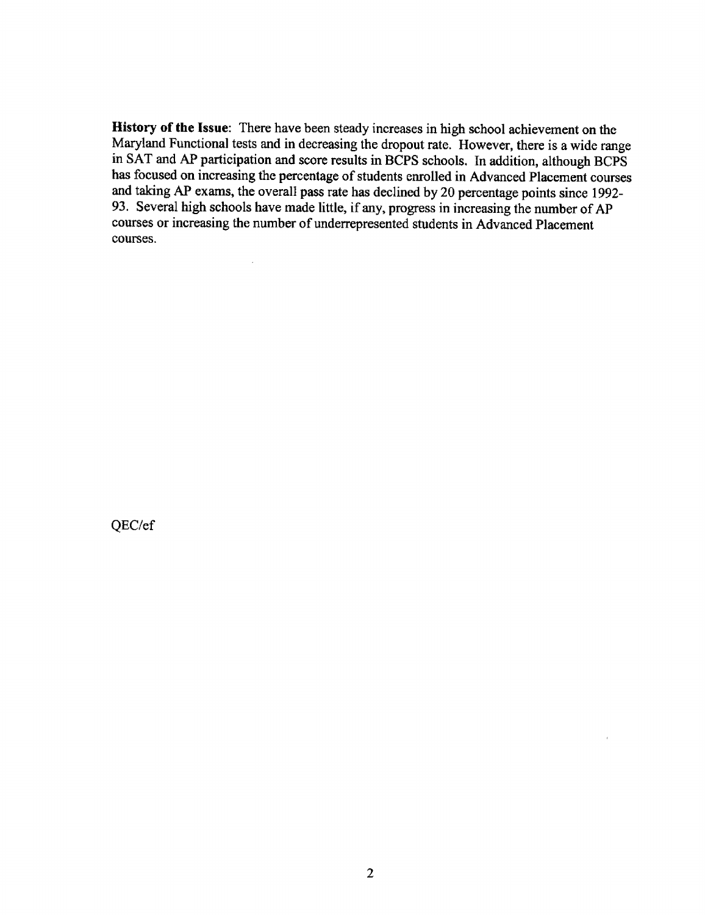**History of the Issue**: There have been steady increases in high school achievement on the Maryland Functional tests and in decreasing the dropout rate. However, there is a wide range in SAT and AP participation and score results in BCPS schools. In addition, although BCPS has focused on increasing the percentage of students enrolled in Advanced Placement courses and taking AP exams, the overall pass rate has declined by 20 percentage points since 1992-93. Several high schools have made little, if any, progress in increasing the number of AP courses or increasing the number of underrepresented students in Advanced Placement courses.

QEC/ef